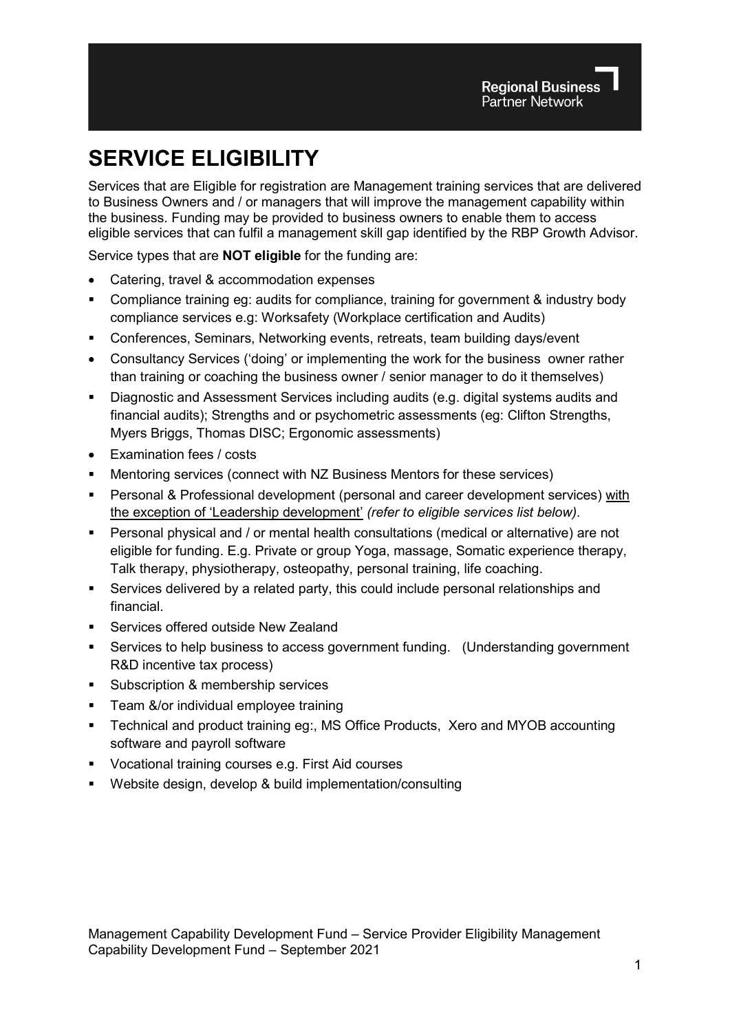# SERVICE ELIGIBILITY

Services that are Eligible for registration are Management training services that are delivered to Business Owners and / or managers that will improve the management capability within the business. Funding may be provided to business owners to enable them to access eligible services that can fulfil a management skill gap identified by the RBP Growth Advisor.

Service types that are **NOT eligible** for the funding are:

- Catering, travel & accommodation expenses
- Compliance training eg: audits for compliance, training for government & industry body compliance services e.g: Worksafety (Workplace certification and Audits)
- Conferences, Seminars, Networking events, retreats, team building days/event
- Consultancy Services ('doing' or implementing the work for the business owner rather than training or coaching the business owner / senior manager to do it themselves)
- Diagnostic and Assessment Services including audits (e.g. digital systems audits and financial audits); Strengths and or psychometric assessments (eg: Clifton Strengths, Myers Briggs, Thomas DISC; Ergonomic assessments)
- Examination fees / costs
- Mentoring services (connect with NZ Business Mentors for these services)
- Personal & Professional development (personal and career development services) with the exception of 'Leadership development' *(refer to eligible services list below).*
- Personal physical and / or mental health consultations (medical or alternative) are not eligible for funding. E.g. Private or group Yoga, massage, Somatic experience therapy, Talk therapy, physiotherapy, osteopathy, personal training, life coaching.
- Services delivered by a related party, this could include personal relationships and financial.
- Services offered outside New Zealand
- Services to help business to access government funding. (Understanding government R&D incentive tax process)
- Subscription & membership services
- Team &/or individual employee training
- Technical and product training eg:, MS Office Products, Xero and MYOB accounting software and payroll software
- Vocational training courses e.g. First Aid courses
- Website design, develop & build implementation/consulting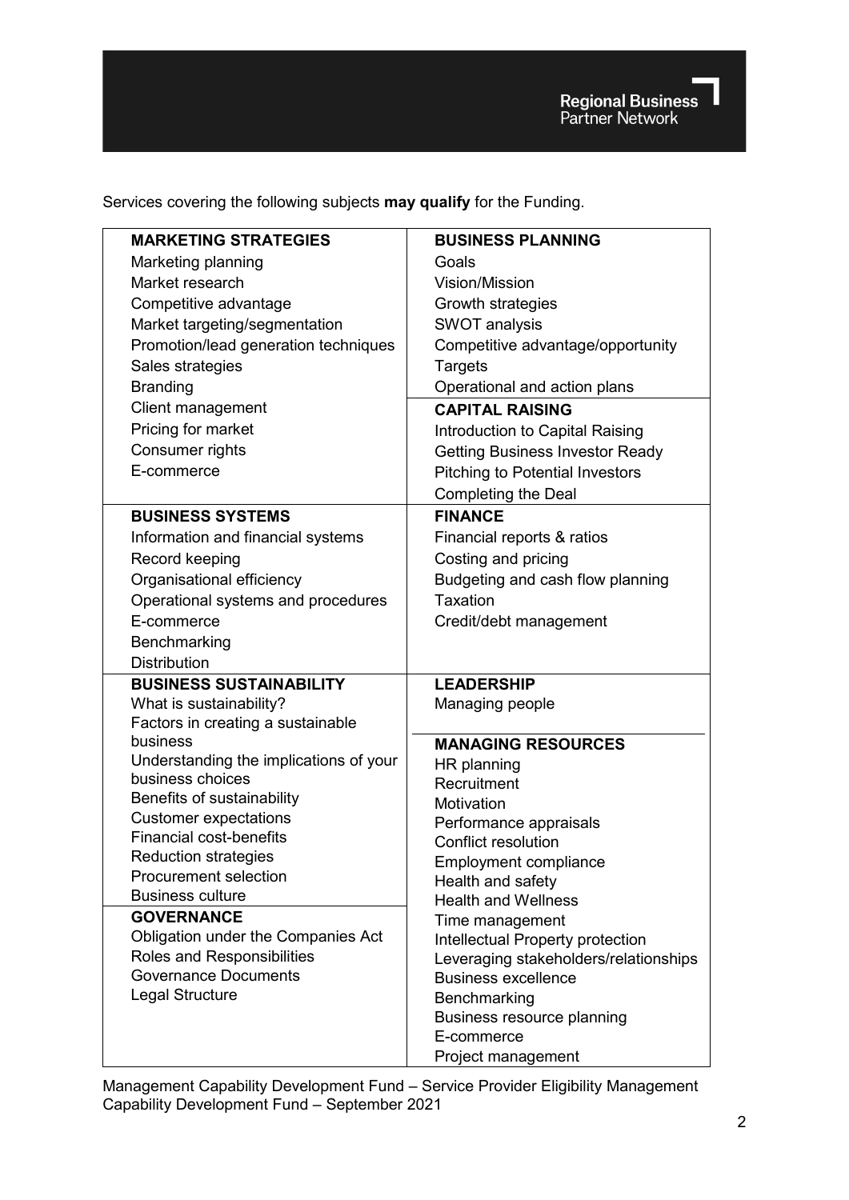Services covering the following subjects **may qualify** for the Funding.

| | |
|---|---|
| **MARKETING STRATEGIES**<br>Marketing planning<br>Market research<br>Competitive advantage<br>Market targeting/segmentation<br>Promotion/lead generation techniques<br>Sales strategies<br>Branding<br>Client management<br>Pricing for market<br>Consumer rights<br>E-commerce | **BUSINESS PLANNING**<br>Goals<br>Vision/Mission<br>Growth strategies<br>SWOT analysis<br>Competitive advantage/opportunity<br>Targets<br>Operational and action plans<br><br>**CAPITAL RAISING**<br>Introduction to Capital Raising<br>Getting Business Investor Ready<br>Pitching to Potential Investors<br>Completing the Deal |
| **BUSINESS SYSTEMS**<br>Information and financial systems<br>Record keeping<br>Organisational efficiency<br>Operational systems and procedures<br>E-commerce<br>Benchmarking<br>Distribution | **FINANCE**<br>Financial reports & ratios<br>Costing and pricing<br>Budgeting and cash flow planning<br>Taxation<br>Credit/debt management |
| **BUSINESS SUSTAINABILITY**<br>What is sustainability?<br>Factors in creating a sustainable business<br>Understanding the implications of your business choices<br>Benefits of sustainability<br>Customer expectations<br>Financial cost-benefits<br>Reduction strategies<br>Procurement selection<br>Business culture<br><br>**GOVERNANCE**<br>Obligation under the Companies Act<br>Roles and Responsibilities<br>Governance Documents<br>Legal Structure | **LEADERSHIP**<br>Managing people<br><br>**MANAGING RESOURCES**<br>HR planning<br>Recruitment<br>Motivation<br>Performance appraisals<br>Conflict resolution<br>Employment compliance<br>Health and safety<br>Health and Wellness<br>Time management<br>Intellectual Property protection<br>Leveraging stakeholders/relationships<br>Business excellence<br>Benchmarking<br>Business resource planning<br>E-commerce<br>Project management |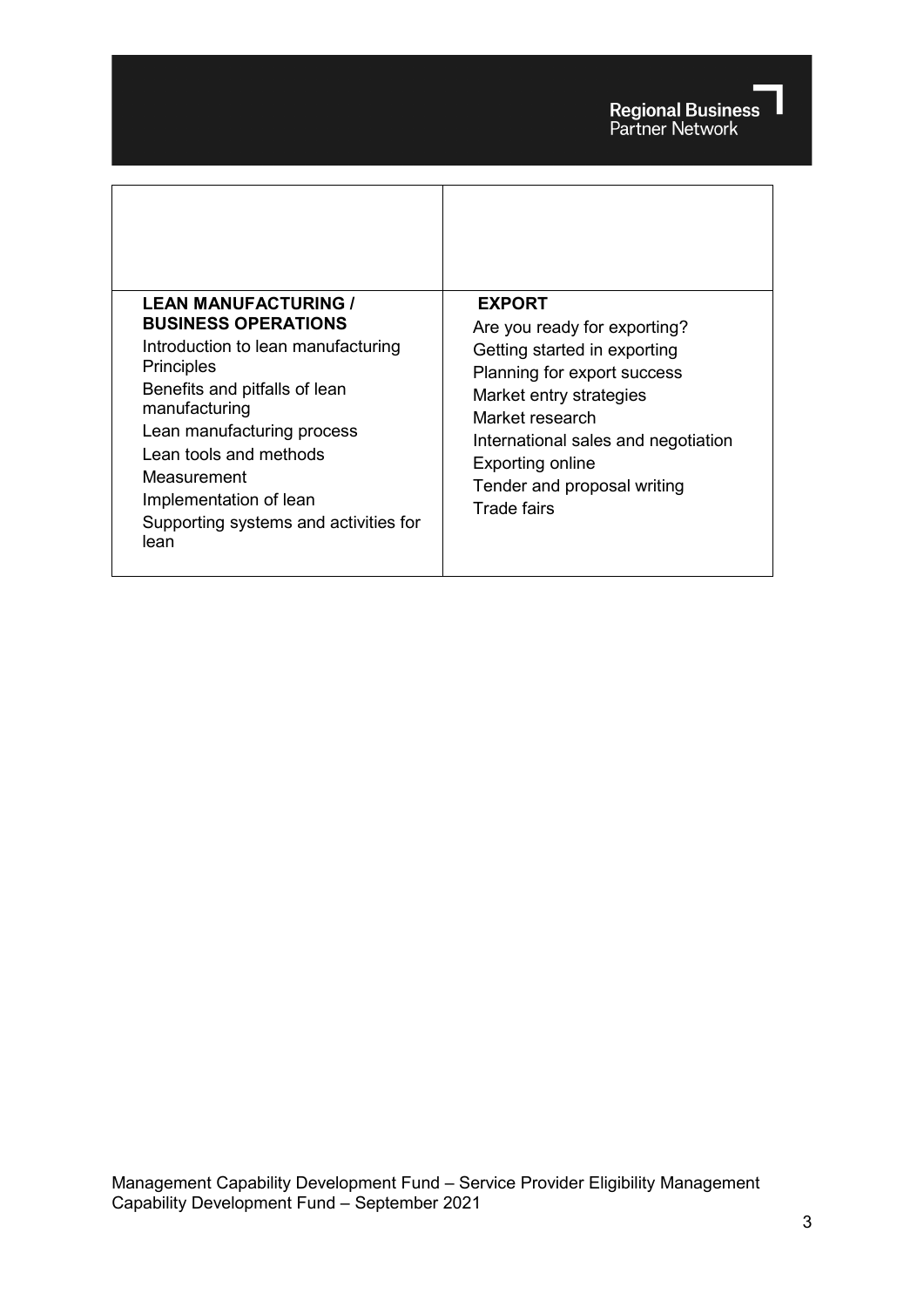| | |
|---|---|
| | |
| **LEAN MANUFACTURING / BUSINESS OPERATIONS**<br>Introduction to lean manufacturing Principles<br>Benefits and pitfalls of lean manufacturing<br>Lean manufacturing process<br>Lean tools and methods<br>Measurement<br>Implementation of lean<br>Supporting systems and activities for lean | **EXPORT**<br>Are you ready for exporting?<br>Getting started in exporting<br>Planning for export success<br>Market entry strategies<br>Market research<br>International sales and negotiation<br>Exporting online<br>Tender and proposal writing<br>Trade fairs |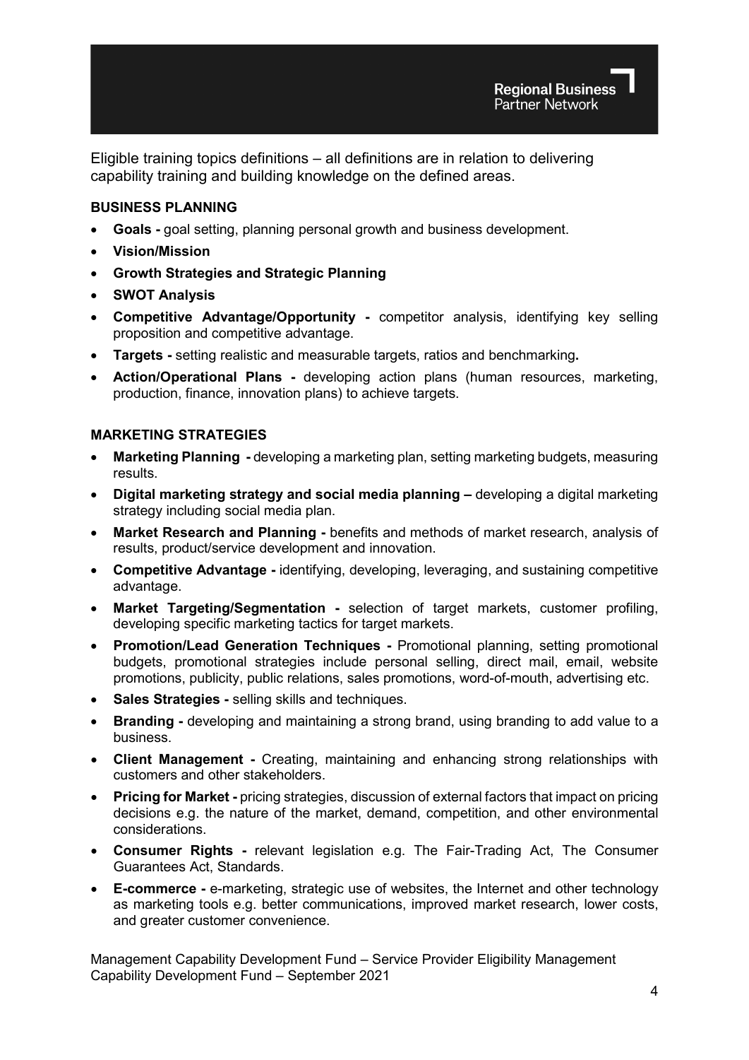Eligible training topics definitions – all definitions are in relation to delivering capability training and building knowledge on the defined areas.

**BUSINESS PLANNING**

- **Goals -** goal setting, planning personal growth and business development.
- **Vision/Mission**
- **Growth Strategies and Strategic Planning**
- **SWOT Analysis**
- **Competitive Advantage/Opportunity -** competitor analysis, identifying key selling proposition and competitive advantage.
- **Targets -** setting realistic and measurable targets, ratios and benchmarking**.**
- **Action/Operational Plans -** developing action plans (human resources, marketing, production, finance, innovation plans) to achieve targets.

**MARKETING STRATEGIES**

- **Marketing Planning -** developing a marketing plan, setting marketing budgets, measuring results.
- **Digital marketing strategy and social media planning –** developing a digital marketing strategy including social media plan.
- **Market Research and Planning -** benefits and methods of market research, analysis of results, product/service development and innovation.
- **Competitive Advantage -** identifying, developing, leveraging, and sustaining competitive advantage.
- **Market Targeting/Segmentation -** selection of target markets, customer profiling, developing specific marketing tactics for target markets.
- **Promotion/Lead Generation Techniques -** Promotional planning, setting promotional budgets, promotional strategies include personal selling, direct mail, email, website promotions, publicity, public relations, sales promotions, word-of-mouth, advertising etc.
- **Sales Strategies -** selling skills and techniques.
- **Branding -** developing and maintaining a strong brand, using branding to add value to a business.
- **Client Management -** Creating, maintaining and enhancing strong relationships with customers and other stakeholders.
- **Pricing for Market -** pricing strategies, discussion of external factors that impact on pricing decisions e.g. the nature of the market, demand, competition, and other environmental considerations.
- **Consumer Rights -** relevant legislation e.g. The Fair-Trading Act, The Consumer Guarantees Act, Standards.
- **E-commerce -** e-marketing, strategic use of websites, the Internet and other technology as marketing tools e.g. better communications, improved market research, lower costs, and greater customer convenience.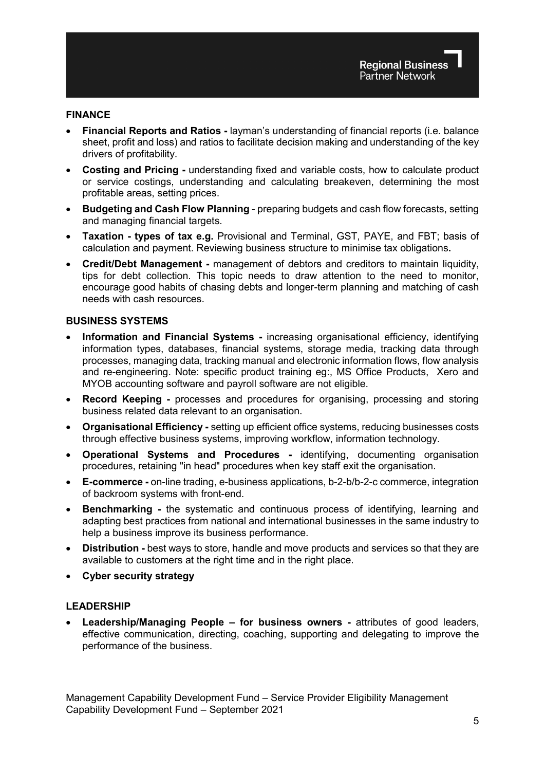## FINANCE

- **Financial Reports and Ratios -** layman's understanding of financial reports (i.e. balance sheet, profit and loss) and ratios to facilitate decision making and understanding of the key drivers of profitability.
- **Costing and Pricing -** understanding fixed and variable costs, how to calculate product or service costings, understanding and calculating breakeven, determining the most profitable areas, setting prices.
- **Budgeting and Cash Flow Planning** - preparing budgets and cash flow forecasts, setting and managing financial targets.
- **Taxation - types of tax e.g.** Provisional and Terminal, GST, PAYE, and FBT; basis of calculation and payment. Reviewing business structure to minimise tax obligations**.**
- **Credit/Debt Management -** management of debtors and creditors to maintain liquidity, tips for debt collection. This topic needs to draw attention to the need to monitor, encourage good habits of chasing debts and longer-term planning and matching of cash needs with cash resources.

## BUSINESS SYSTEMS

- **Information and Financial Systems -** increasing organisational efficiency, identifying information types, databases, financial systems, storage media, tracking data through processes, managing data, tracking manual and electronic information flows, flow analysis and re-engineering. Note: specific product training eg:, MS Office Products, Xero and MYOB accounting software and payroll software are not eligible.
- **Record Keeping -** processes and procedures for organising, processing and storing business related data relevant to an organisation.
- **Organisational Efficiency -** setting up efficient office systems, reducing businesses costs through effective business systems, improving workflow, information technology.
- **Operational Systems and Procedures -** identifying, documenting organisation procedures, retaining "in head" procedures when key staff exit the organisation.
- **E-commerce -** on-line trading, e-business applications, b-2-b/b-2-c commerce, integration of backroom systems with front-end.
- **Benchmarking -** the systematic and continuous process of identifying, learning and adapting best practices from national and international businesses in the same industry to help a business improve its business performance.
- **Distribution -** best ways to store, handle and move products and services so that they are available to customers at the right time and in the right place.
- **Cyber security strategy**

## LEADERSHIP

- **Leadership/Managing People – for business owners -** attributes of good leaders, effective communication, directing, coaching, supporting and delegating to improve the performance of the business.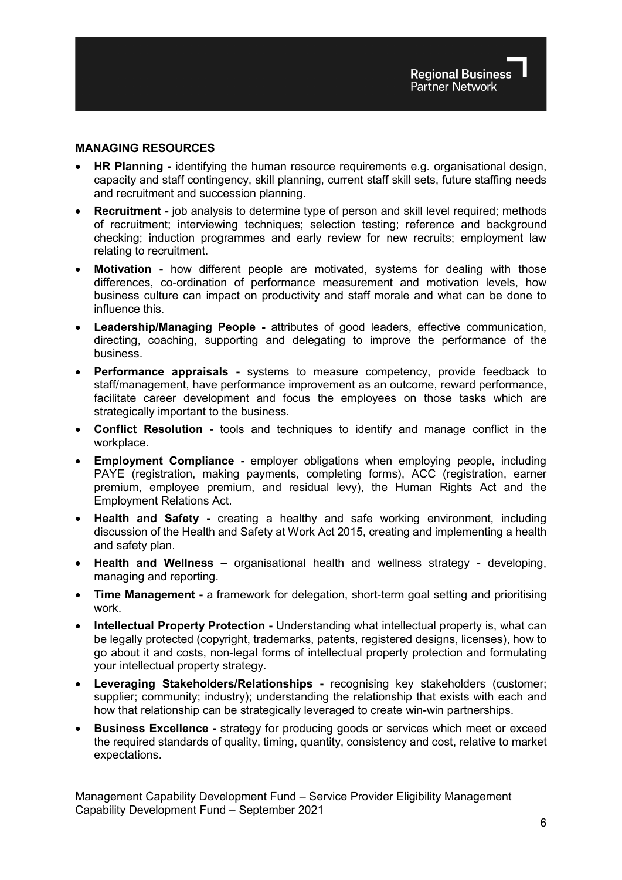## MANAGING RESOURCES

- **HR Planning -** identifying the human resource requirements e.g. organisational design, capacity and staff contingency, skill planning, current staff skill sets, future staffing needs and recruitment and succession planning.
- **Recruitment -** job analysis to determine type of person and skill level required; methods of recruitment; interviewing techniques; selection testing; reference and background checking; induction programmes and early review for new recruits; employment law relating to recruitment.
- **Motivation -** how different people are motivated, systems for dealing with those differences, co-ordination of performance measurement and motivation levels, how business culture can impact on productivity and staff morale and what can be done to influence this.
- **Leadership/Managing People -** attributes of good leaders, effective communication, directing, coaching, supporting and delegating to improve the performance of the business.
- **Performance appraisals -** systems to measure competency, provide feedback to staff/management, have performance improvement as an outcome, reward performance, facilitate career development and focus the employees on those tasks which are strategically important to the business.
- **Conflict Resolution** - tools and techniques to identify and manage conflict in the workplace.
- **Employment Compliance -** employer obligations when employing people, including PAYE (registration, making payments, completing forms), ACC (registration, earner premium, employee premium, and residual levy), the Human Rights Act and the Employment Relations Act.
- **Health and Safety -** creating a healthy and safe working environment, including discussion of the Health and Safety at Work Act 2015, creating and implementing a health and safety plan.
- **Health and Wellness –** organisational health and wellness strategy - developing, managing and reporting.
- **Time Management -** a framework for delegation, short-term goal setting and prioritising work.
- **Intellectual Property Protection -** Understanding what intellectual property is, what can be legally protected (copyright, trademarks, patents, registered designs, licenses), how to go about it and costs, non-legal forms of intellectual property protection and formulating your intellectual property strategy.
- **Leveraging Stakeholders/Relationships -** recognising key stakeholders (customer; supplier; community; industry); understanding the relationship that exists with each and how that relationship can be strategically leveraged to create win-win partnerships.
- **Business Excellence -** strategy for producing goods or services which meet or exceed the required standards of quality, timing, quantity, consistency and cost, relative to market expectations.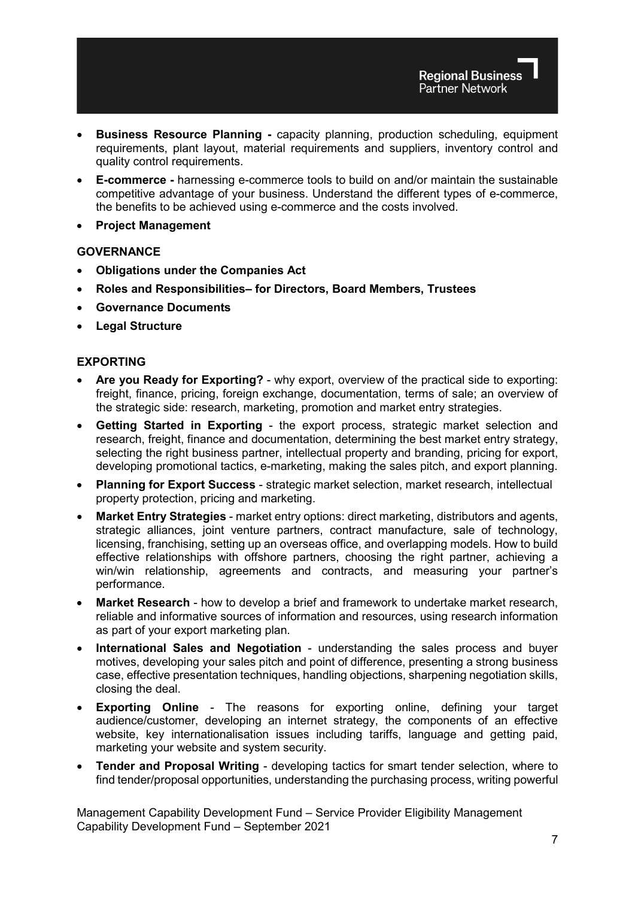- **Business Resource Planning -** capacity planning, production scheduling, equipment requirements, plant layout, material requirements and suppliers, inventory control and quality control requirements.
- **E-commerce -** harnessing e-commerce tools to build on and/or maintain the sustainable competitive advantage of your business. Understand the different types of e-commerce, the benefits to be achieved using e-commerce and the costs involved.
- **Project Management**

## GOVERNANCE

- **Obligations under the Companies Act**
- **Roles and Responsibilities– for Directors, Board Members, Trustees**
- **Governance Documents**
- **Legal Structure**

## EXPORTING

- **Are you Ready for Exporting?** - why export, overview of the practical side to exporting: freight, finance, pricing, foreign exchange, documentation, terms of sale; an overview of the strategic side: research, marketing, promotion and market entry strategies.
- **Getting Started in Exporting** - the export process, strategic market selection and research, freight, finance and documentation, determining the best market entry strategy, selecting the right business partner, intellectual property and branding, pricing for export, developing promotional tactics, e-marketing, making the sales pitch, and export planning.
- **Planning for Export Success** - strategic market selection, market research, intellectual property protection, pricing and marketing.
- **Market Entry Strategies** - market entry options: direct marketing, distributors and agents, strategic alliances, joint venture partners, contract manufacture, sale of technology, licensing, franchising, setting up an overseas office, and overlapping models. How to build effective relationships with offshore partners, choosing the right partner, achieving a win/win relationship, agreements and contracts, and measuring your partner's performance.
- **Market Research** - how to develop a brief and framework to undertake market research, reliable and informative sources of information and resources, using research information as part of your export marketing plan.
- **International Sales and Negotiation** - understanding the sales process and buyer motives, developing your sales pitch and point of difference, presenting a strong business case, effective presentation techniques, handling objections, sharpening negotiation skills, closing the deal.
- **Exporting Online** - The reasons for exporting online, defining your target audience/customer, developing an internet strategy, the components of an effective website, key internationalisation issues including tariffs, language and getting paid, marketing your website and system security.
- **Tender and Proposal Writing** - developing tactics for smart tender selection, where to find tender/proposal opportunities, understanding the purchasing process, writing powerful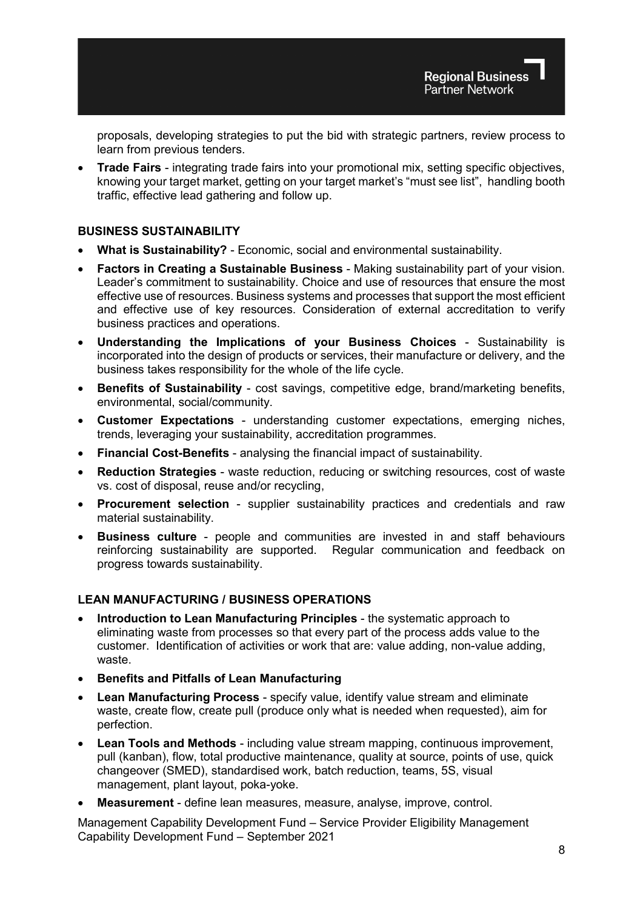proposals, developing strategies to put the bid with strategic partners, review process to learn from previous tenders.

- **Trade Fairs** - integrating trade fairs into your promotional mix, setting specific objectives, knowing your target market, getting on your target market's "must see list", handling booth traffic, effective lead gathering and follow up.

## BUSINESS SUSTAINABILITY

- **What is Sustainability?** - Economic, social and environmental sustainability.
- **Factors in Creating a Sustainable Business** - Making sustainability part of your vision. Leader's commitment to sustainability. Choice and use of resources that ensure the most effective use of resources. Business systems and processes that support the most efficient and effective use of key resources. Consideration of external accreditation to verify business practices and operations.
- **Understanding the Implications of your Business Choices** - Sustainability is incorporated into the design of products or services, their manufacture or delivery, and the business takes responsibility for the whole of the life cycle.
- **Benefits of Sustainability** - cost savings, competitive edge, brand/marketing benefits, environmental, social/community.
- **Customer Expectations** - understanding customer expectations, emerging niches, trends, leveraging your sustainability, accreditation programmes.
- **Financial Cost-Benefits** - analysing the financial impact of sustainability.
- **Reduction Strategies** - waste reduction, reducing or switching resources, cost of waste vs. cost of disposal, reuse and/or recycling,
- **Procurement selection** - supplier sustainability practices and credentials and raw material sustainability.
- **Business culture** - people and communities are invested in and staff behaviours reinforcing sustainability are supported. Regular communication and feedback on progress towards sustainability.

## LEAN MANUFACTURING / BUSINESS OPERATIONS

- **Introduction to Lean Manufacturing Principles** - the systematic approach to eliminating waste from processes so that every part of the process adds value to the customer. Identification of activities or work that are: value adding, non-value adding, waste.
- **Benefits and Pitfalls of Lean Manufacturing**
- **Lean Manufacturing Process** - specify value, identify value stream and eliminate waste, create flow, create pull (produce only what is needed when requested), aim for perfection.
- **Lean Tools and Methods** - including value stream mapping, continuous improvement, pull (kanban), flow, total productive maintenance, quality at source, points of use, quick changeover (SMED), standardised work, batch reduction, teams, 5S, visual management, plant layout, poka-yoke.
- **Measurement** - define lean measures, measure, analyse, improve, control.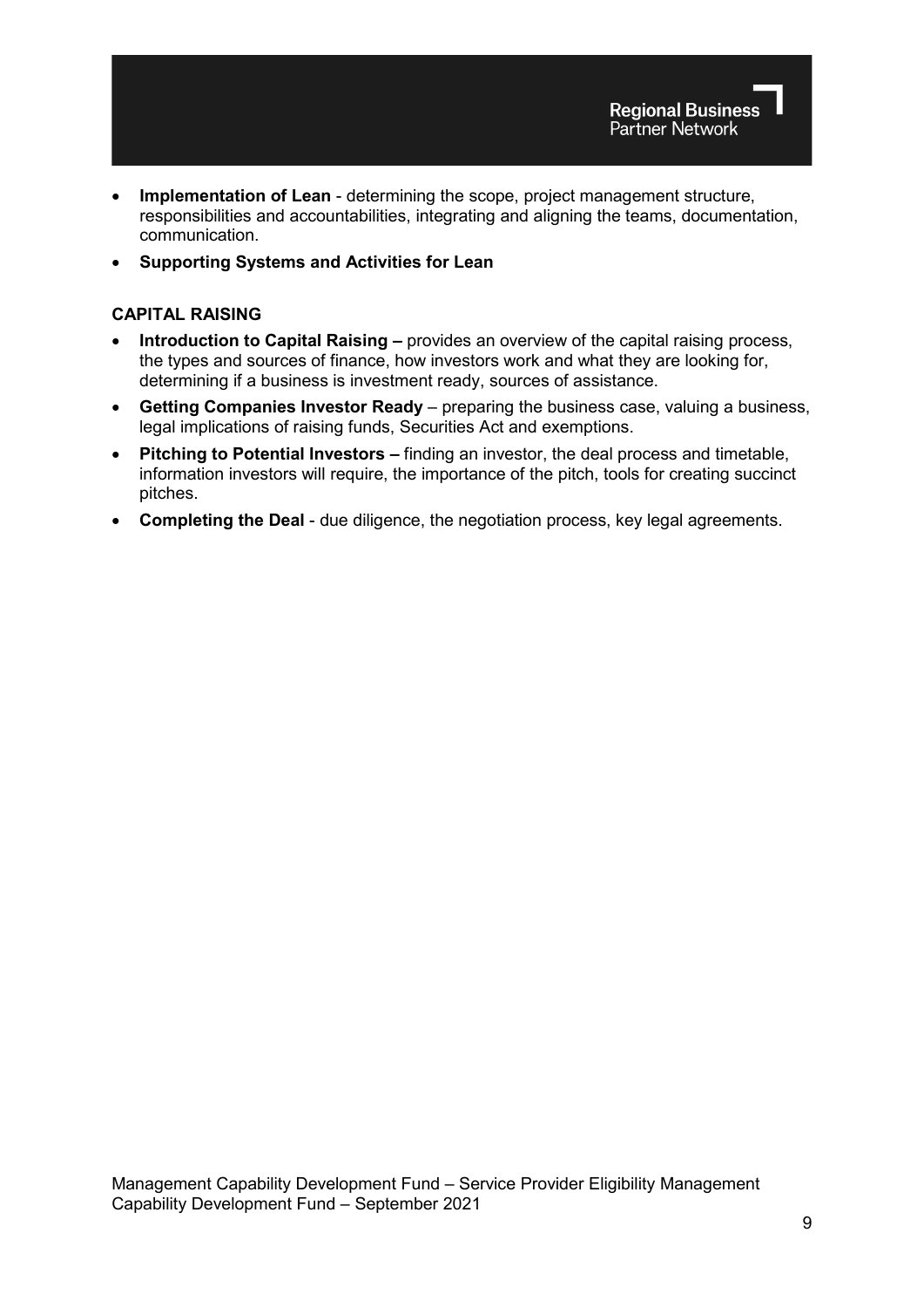- **Implementation of Lean** - determining the scope, project management structure, responsibilities and accountabilities, integrating and aligning the teams, documentation, communication.
- **Supporting Systems and Activities for Lean**

**CAPITAL RAISING**

- **Introduction to Capital Raising –** provides an overview of the capital raising process, the types and sources of finance, how investors work and what they are looking for, determining if a business is investment ready, sources of assistance.
- **Getting Companies Investor Ready** – preparing the business case, valuing a business, legal implications of raising funds, Securities Act and exemptions.
- **Pitching to Potential Investors –** finding an investor, the deal process and timetable, information investors will require, the importance of the pitch, tools for creating succinct pitches.
- **Completing the Deal** - due diligence, the negotiation process, key legal agreements.